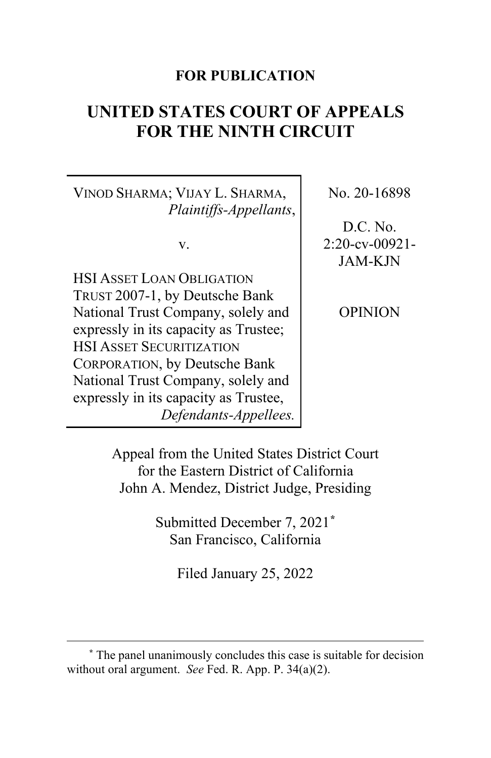**FOR PUBLICATION**

# UNITED STATES COURT OF APPEALS FOR THE NINTH CIRCUIT

| | |
|---|---|
| VINOD SHARMA; VIJAY L. SHARMA, *Plaintiffs-Appellants*,<br><br>v.<br><br>HSI ASSET LOAN OBLIGATION TRUST 2007-1, by Deutsche Bank National Trust Company, solely and expressly in its capacity as Trustee; HSI ASSET SECURITIZATION CORPORATION, by Deutsche Bank National Trust Company, solely and expressly in its capacity as Trustee, *Defendants-Appellees.* | No. 20-16898<br><br>D.C. No. 2:20-cv-00921-JAM-KJN<br><br>OPINION |

Appeal from the United States District Court for the Eastern District of California
John A. Mendez, District Judge, Presiding

Submitted December 7, 2021*
San Francisco, California

Filed January 25, 2022

---

* The panel unanimously concludes this case is suitable for decision without oral argument. *See* Fed. R. App. P. 34(a)(2).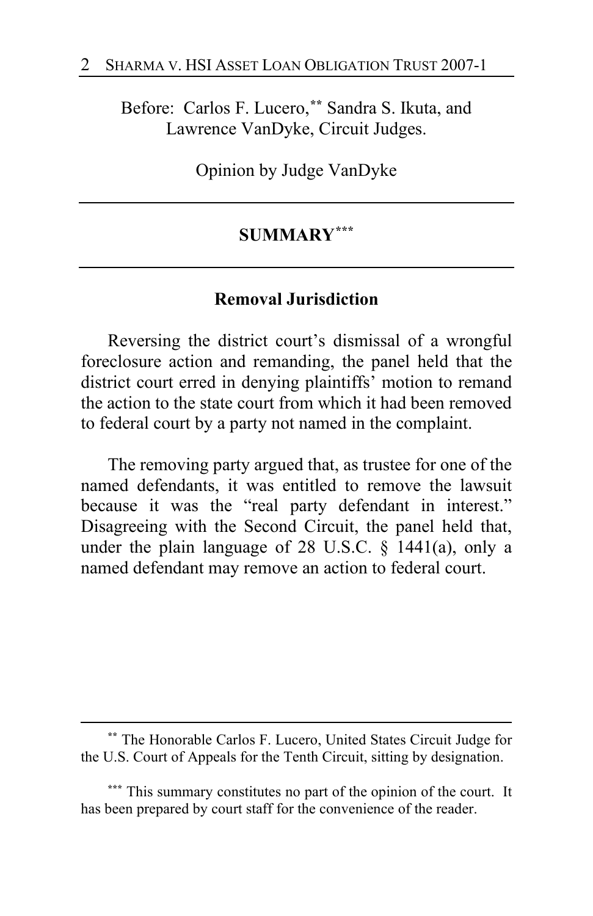Before: Carlos F. Lucero,[**] Sandra S. Ikuta, and Lawrence VanDyke, Circuit Judges.

Opinion by Judge VanDyke

## SUMMARY[***]

### Removal Jurisdiction

Reversing the district court's dismissal of a wrongful foreclosure action and remanding, the panel held that the district court erred in denying plaintiffs' motion to remand the action to the state court from which it had been removed to federal court by a party not named in the complaint.

The removing party argued that, as trustee for one of the named defendants, it was entitled to remove the lawsuit because it was the "real party defendant in interest." Disagreeing with the Second Circuit, the panel held that, under the plain language of 28 U.S.C. § 1441(a), only a named defendant may remove an action to federal court.

---

[**] The Honorable Carlos F. Lucero, United States Circuit Judge for the U.S. Court of Appeals for the Tenth Circuit, sitting by designation.

[***] This summary constitutes no part of the opinion of the court. It has been prepared by court staff for the convenience of the reader.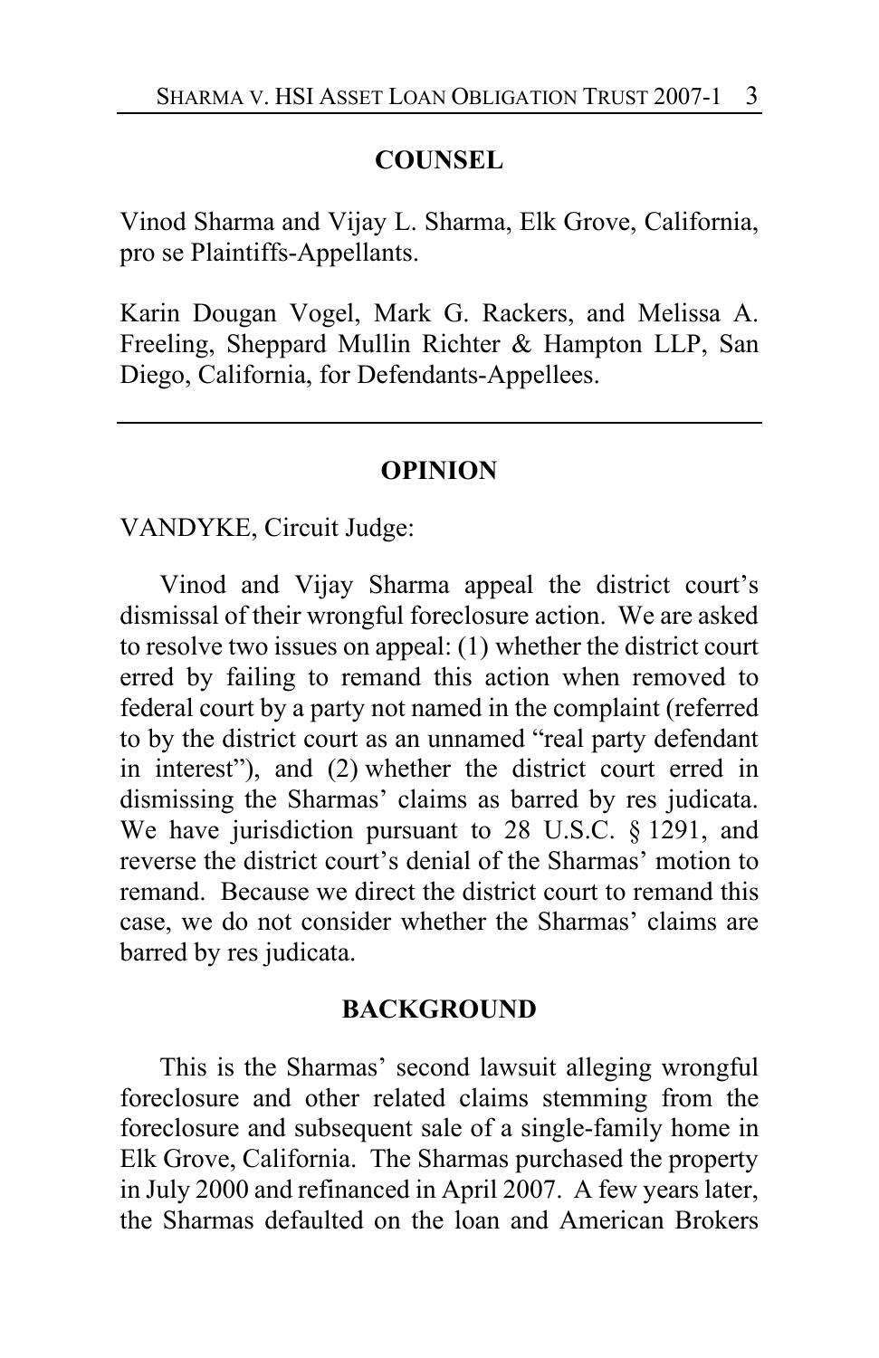## COUNSEL

Vinod Sharma and Vijay L. Sharma, Elk Grove, California, pro se Plaintiffs-Appellants.

Karin Dougan Vogel, Mark G. Rackers, and Melissa A. Freeling, Sheppard Mullin Richter & Hampton LLP, San Diego, California, for Defendants-Appellees.

---

## OPINION

VANDYKE, Circuit Judge:

Vinod and Vijay Sharma appeal the district court's dismissal of their wrongful foreclosure action. We are asked to resolve two issues on appeal: (1) whether the district court erred by failing to remand this action when removed to federal court by a party not named in the complaint (referred to by the district court as an unnamed "real party defendant in interest"), and (2) whether the district court erred in dismissing the Sharmas' claims as barred by res judicata. We have jurisdiction pursuant to 28 U.S.C. § 1291, and reverse the district court's denial of the Sharmas' motion to remand. Because we direct the district court to remand this case, we do not consider whether the Sharmas' claims are barred by res judicata.

## BACKGROUND

This is the Sharmas' second lawsuit alleging wrongful foreclosure and other related claims stemming from the foreclosure and subsequent sale of a single-family home in Elk Grove, California. The Sharmas purchased the property in July 2000 and refinanced in April 2007. A few years later, the Sharmas defaulted on the loan and American Brokers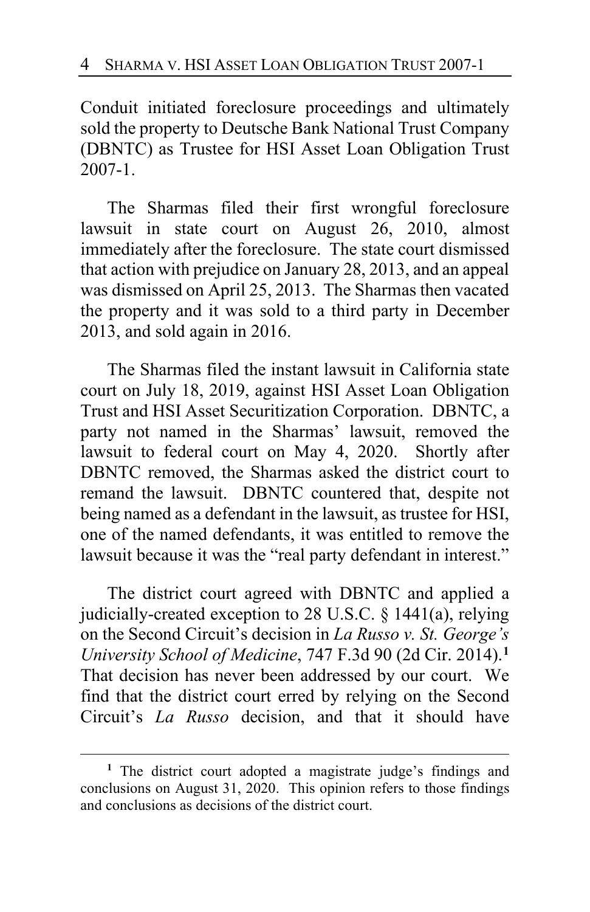Conduit initiated foreclosure proceedings and ultimately sold the property to Deutsche Bank National Trust Company (DBNTC) as Trustee for HSI Asset Loan Obligation Trust 2007-1.

The Sharmas filed their first wrongful foreclosure lawsuit in state court on August 26, 2010, almost immediately after the foreclosure. The state court dismissed that action with prejudice on January 28, 2013, and an appeal was dismissed on April 25, 2013. The Sharmas then vacated the property and it was sold to a third party in December 2013, and sold again in 2016.

The Sharmas filed the instant lawsuit in California state court on July 18, 2019, against HSI Asset Loan Obligation Trust and HSI Asset Securitization Corporation. DBNTC, a party not named in the Sharmas' lawsuit, removed the lawsuit to federal court on May 4, 2020. Shortly after DBNTC removed, the Sharmas asked the district court to remand the lawsuit. DBNTC countered that, despite not being named as a defendant in the lawsuit, as trustee for HSI, one of the named defendants, it was entitled to remove the lawsuit because it was the "real party defendant in interest."

The district court agreed with DBNTC and applied a judicially-created exception to 28 U.S.C. § 1441(a), relying on the Second Circuit's decision in *La Russo v. St. George's University School of Medicine*, 747 F.3d 90 (2d Cir. 2014).[1] That decision has never been addressed by our court. We find that the district court erred by relying on the Second Circuit's *La Russo* decision, and that it should have

[1] The district court adopted a magistrate judge's findings and conclusions on August 31, 2020. This opinion refers to those findings and conclusions as decisions of the district court.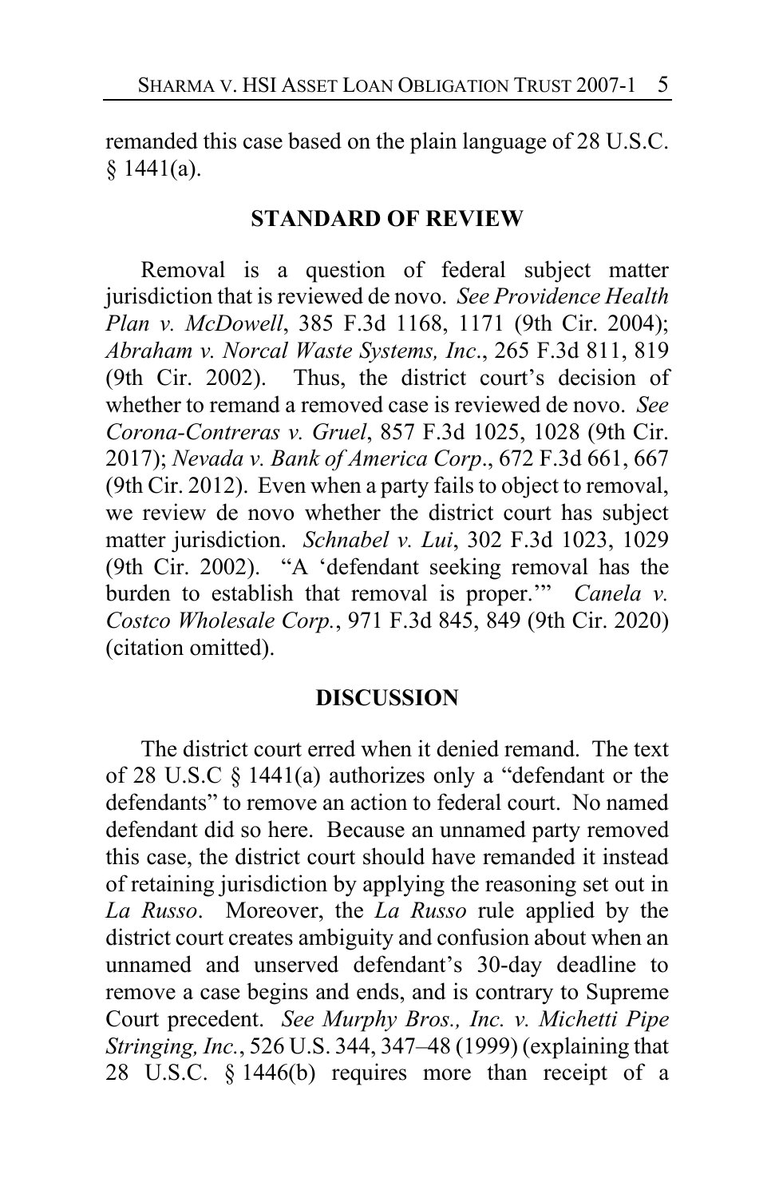remanded this case based on the plain language of 28 U.S.C. § 1441(a).

## STANDARD OF REVIEW

Removal is a question of federal subject matter jurisdiction that is reviewed de novo. *See Providence Health Plan v. McDowell*, 385 F.3d 1168, 1171 (9th Cir. 2004); *Abraham v. Norcal Waste Systems, Inc*., 265 F.3d 811, 819 (9th Cir. 2002). Thus, the district court's decision of whether to remand a removed case is reviewed de novo. *See Corona-Contreras v. Gruel*, 857 F.3d 1025, 1028 (9th Cir. 2017); *Nevada v. Bank of America Corp*., 672 F.3d 661, 667 (9th Cir. 2012). Even when a party fails to object to removal, we review de novo whether the district court has subject matter jurisdiction. *Schnabel v. Lui*, 302 F.3d 1023, 1029 (9th Cir. 2002). "A 'defendant seeking removal has the burden to establish that removal is proper.'" *Canela v. Costco Wholesale Corp.*, 971 F.3d 845, 849 (9th Cir. 2020) (citation omitted).

## DISCUSSION

The district court erred when it denied remand. The text of 28 U.S.C § 1441(a) authorizes only a "defendant or the defendants" to remove an action to federal court. No named defendant did so here. Because an unnamed party removed this case, the district court should have remanded it instead of retaining jurisdiction by applying the reasoning set out in *La Russo*. Moreover, the *La Russo* rule applied by the district court creates ambiguity and confusion about when an unnamed and unserved defendant's 30-day deadline to remove a case begins and ends, and is contrary to Supreme Court precedent. *See Murphy Bros., Inc. v. Michetti Pipe Stringing, Inc.*, 526 U.S. 344, 347–48 (1999) (explaining that 28 U.S.C. § 1446(b) requires more than receipt of a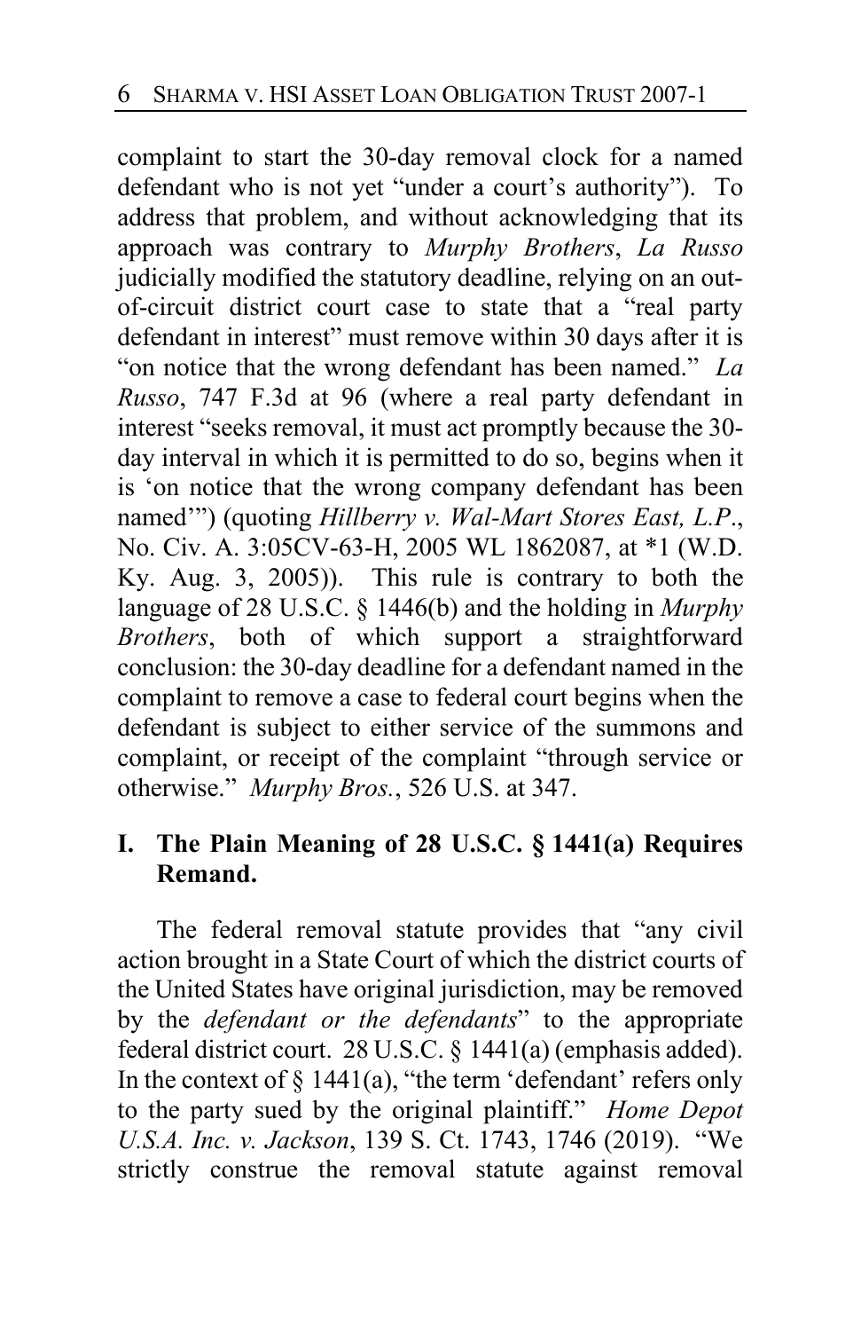complaint to start the 30-day removal clock for a named defendant who is not yet "under a court's authority"). To address that problem, and without acknowledging that its approach was contrary to *Murphy Brothers*, *La Russo* judicially modified the statutory deadline, relying on an out-of-circuit district court case to state that a "real party defendant in interest" must remove within 30 days after it is "on notice that the wrong defendant has been named." *La Russo*, 747 F.3d at 96 (where a real party defendant in interest "seeks removal, it must act promptly because the 30-day interval in which it is permitted to do so, begins when it is 'on notice that the wrong company defendant has been named'") (quoting *Hillberry v. Wal-Mart Stores East, L.P.*, No. Civ. A. 3:05CV-63-H, 2005 WL 1862087, at *1 (W.D. Ky. Aug. 3, 2005)). This rule is contrary to both the language of 28 U.S.C. § 1446(b) and the holding in *Murphy Brothers*, both of which support a straightforward conclusion: the 30-day deadline for a defendant named in the complaint to remove a case to federal court begins when the defendant is subject to either service of the summons and complaint, or receipt of the complaint "through service or otherwise." *Murphy Bros.*, 526 U.S. at 347.

## I. The Plain Meaning of 28 U.S.C. § 1441(a) Requires Remand.

The federal removal statute provides that "any civil action brought in a State Court of which the district courts of the United States have original jurisdiction, may be removed by the *defendant or the defendants*" to the appropriate federal district court. 28 U.S.C. § 1441(a) (emphasis added). In the context of § 1441(a), "the term 'defendant' refers only to the party sued by the original plaintiff." *Home Depot U.S.A. Inc. v. Jackson*, 139 S. Ct. 1743, 1746 (2019). "We strictly construe the removal statute against removal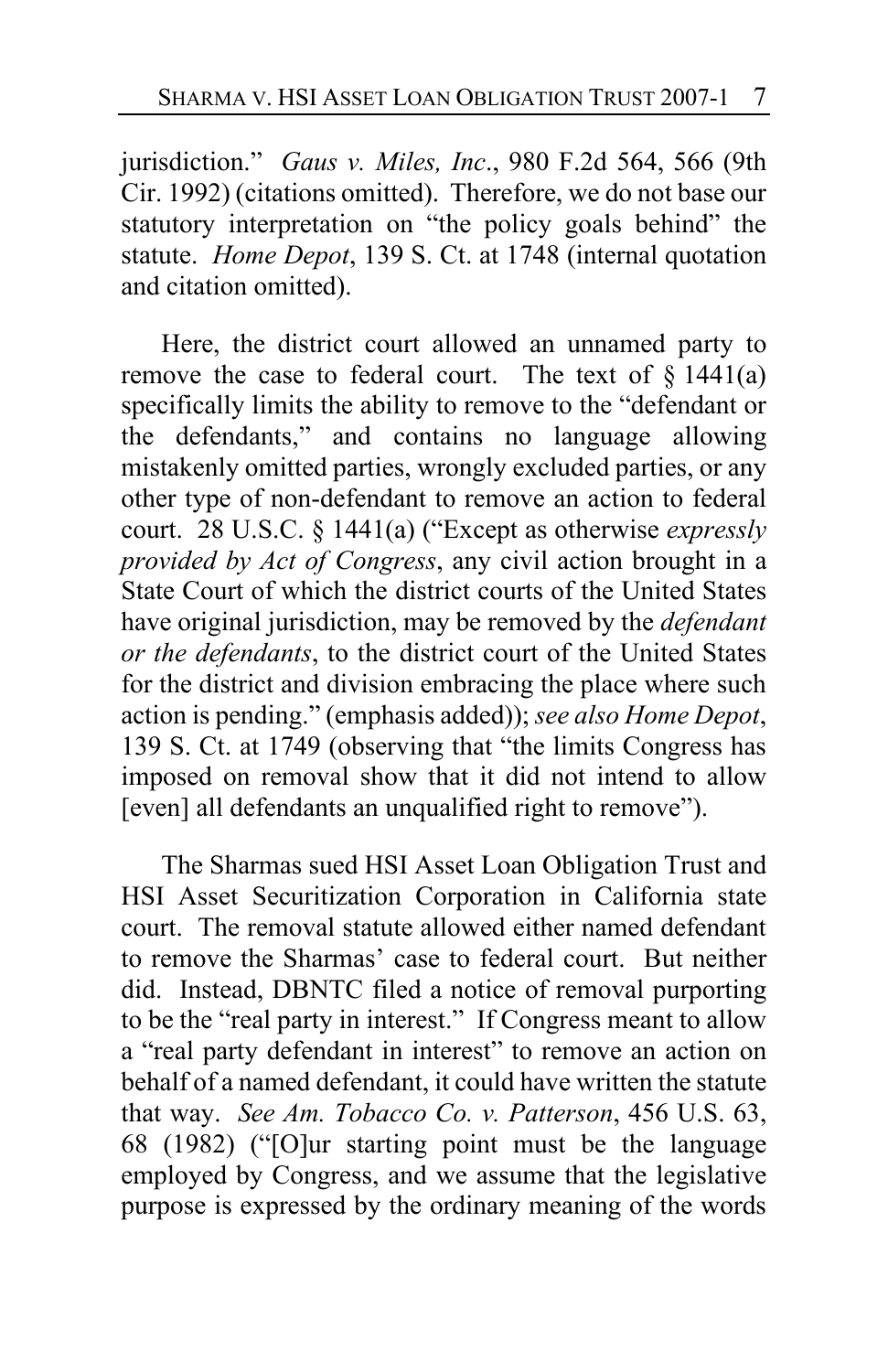jurisdiction." *Gaus v. Miles, Inc.*, 980 F.2d 564, 566 (9th Cir. 1992) (citations omitted). Therefore, we do not base our statutory interpretation on "the policy goals behind" the statute. *Home Depot*, 139 S. Ct. at 1748 (internal quotation and citation omitted).

Here, the district court allowed an unnamed party to remove the case to federal court. The text of § 1441(a) specifically limits the ability to remove to the "defendant or the defendants," and contains no language allowing mistakenly omitted parties, wrongly excluded parties, or any other type of non-defendant to remove an action to federal court. 28 U.S.C. § 1441(a) ("Except as otherwise *expressly provided by Act of Congress*, any civil action brought in a State Court of which the district courts of the United States have original jurisdiction, may be removed by the *defendant or the defendants*, to the district court of the United States for the district and division embracing the place where such action is pending." (emphasis added)); *see also Home Depot*, 139 S. Ct. at 1749 (observing that "the limits Congress has imposed on removal show that it did not intend to allow [even] all defendants an unqualified right to remove").

The Sharmas sued HSI Asset Loan Obligation Trust and HSI Asset Securitization Corporation in California state court. The removal statute allowed either named defendant to remove the Sharmas' case to federal court. But neither did. Instead, DBNTC filed a notice of removal purporting to be the "real party in interest." If Congress meant to allow a "real party defendant in interest" to remove an action on behalf of a named defendant, it could have written the statute that way. *See Am. Tobacco Co. v. Patterson*, 456 U.S. 63, 68 (1982) ("[O]ur starting point must be the language employed by Congress, and we assume that the legislative purpose is expressed by the ordinary meaning of the words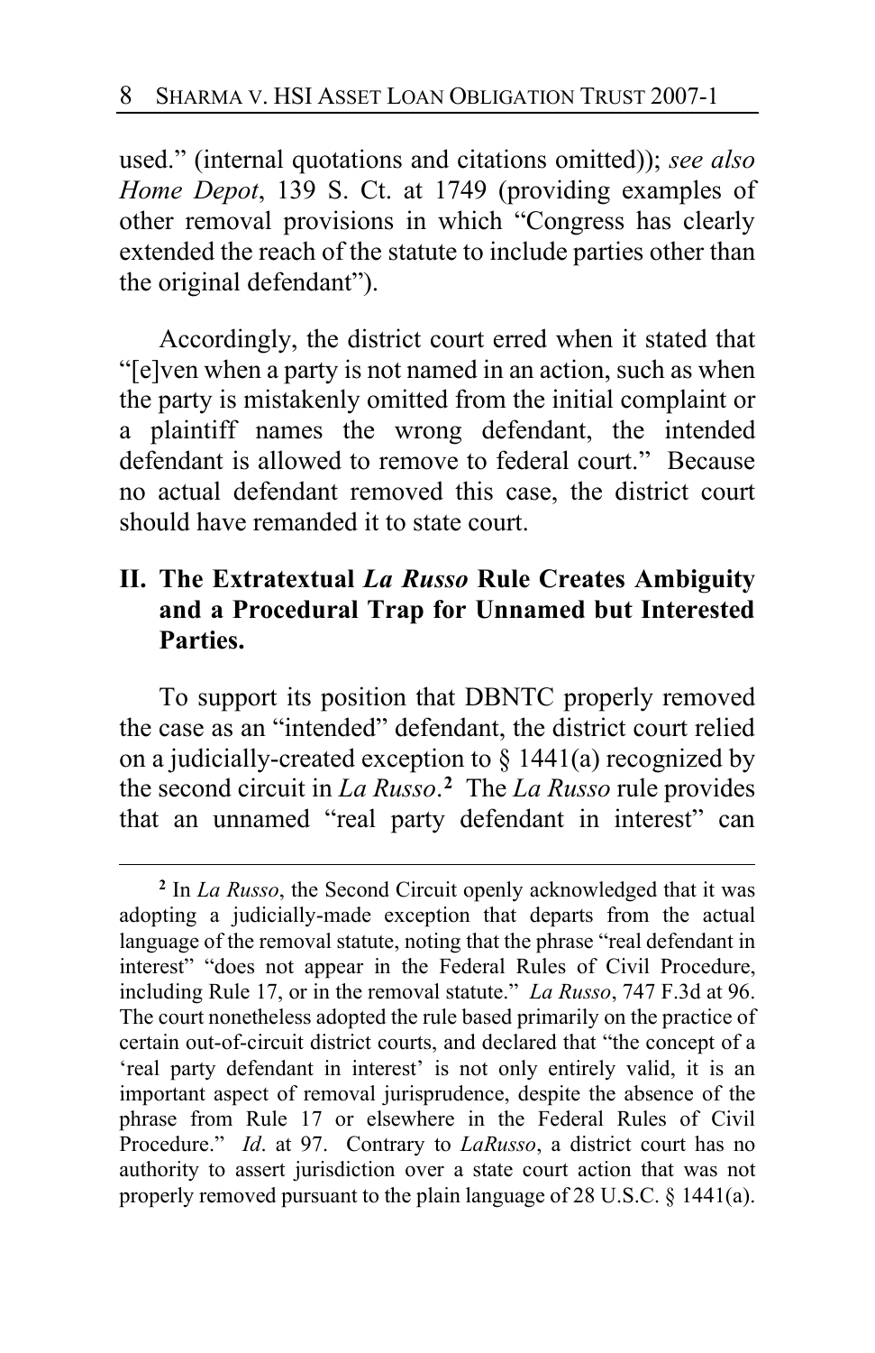used." (internal quotations and citations omitted)); *see also Home Depot*, 139 S. Ct. at 1749 (providing examples of other removal provisions in which "Congress has clearly extended the reach of the statute to include parties other than the original defendant").

Accordingly, the district court erred when it stated that "[e]ven when a party is not named in an action, such as when the party is mistakenly omitted from the initial complaint or a plaintiff names the wrong defendant, the intended defendant is allowed to remove to federal court." Because no actual defendant removed this case, the district court should have remanded it to state court.

## II. The Extratextual *La Russo* Rule Creates Ambiguity and a Procedural Trap for Unnamed but Interested Parties.

To support its position that DBNTC properly removed the case as an "intended" defendant, the district court relied on a judicially-created exception to § 1441(a) recognized by the second circuit in *La Russo*.[2] The *La Russo* rule provides that an unnamed "real party defendant in interest" can

[2] In *La Russo*, the Second Circuit openly acknowledged that it was adopting a judicially-made exception that departs from the actual language of the removal statute, noting that the phrase "real defendant in interest" "does not appear in the Federal Rules of Civil Procedure, including Rule 17, or in the removal statute." *La Russo*, 747 F.3d at 96. The court nonetheless adopted the rule based primarily on the practice of certain out-of-circuit district courts, and declared that "the concept of a 'real party defendant in interest' is not only entirely valid, it is an important aspect of removal jurisprudence, despite the absence of the phrase from Rule 17 or elsewhere in the Federal Rules of Civil Procedure." *Id*. at 97. Contrary to ***LaRusso***, a district court has no authority to assert jurisdiction over a state court action that was not properly removed pursuant to the plain language of 28 U.S.C. § 1441(a).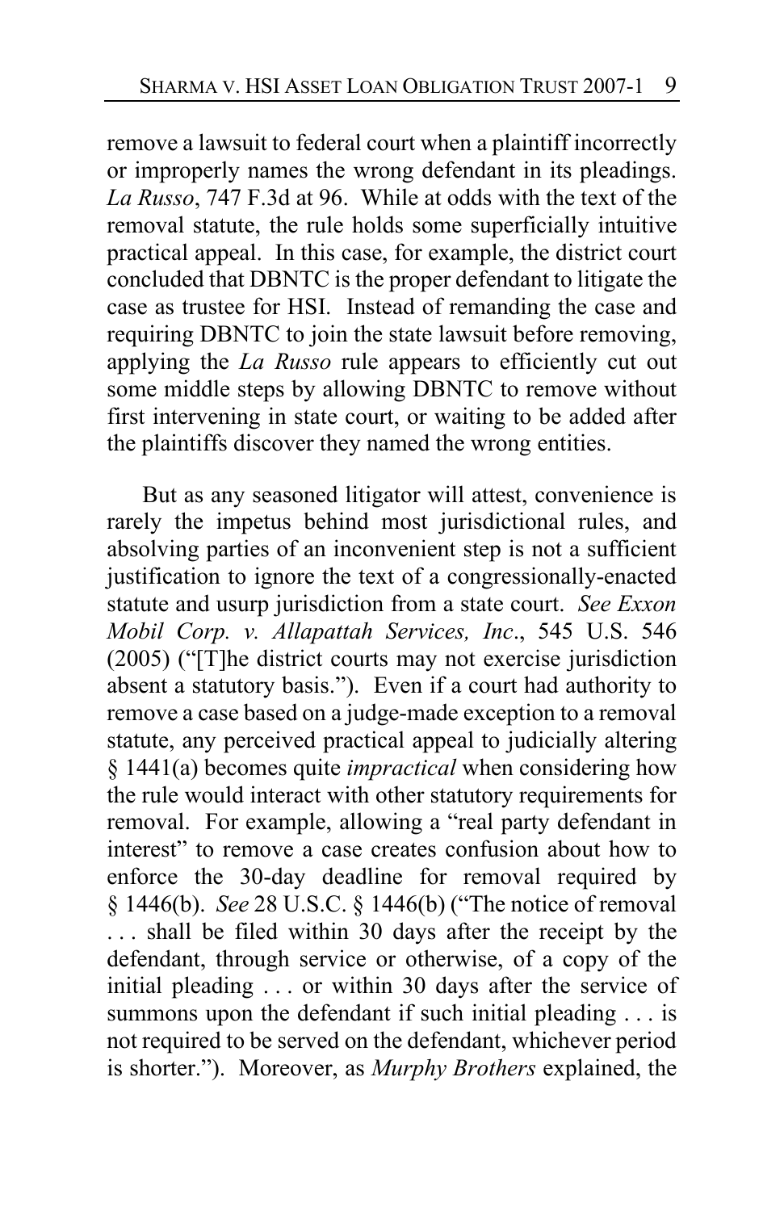remove a lawsuit to federal court when a plaintiff incorrectly or improperly names the wrong defendant in its pleadings. *La Russo*, 747 F.3d at 96. While at odds with the text of the removal statute, the rule holds some superficially intuitive practical appeal. In this case, for example, the district court concluded that DBNTC is the proper defendant to litigate the case as trustee for HSI. Instead of remanding the case and requiring DBNTC to join the state lawsuit before removing, applying the *La Russo* rule appears to efficiently cut out some middle steps by allowing DBNTC to remove without first intervening in state court, or waiting to be added after the plaintiffs discover they named the wrong entities.

But as any seasoned litigator will attest, convenience is rarely the impetus behind most jurisdictional rules, and absolving parties of an inconvenient step is not a sufficient justification to ignore the text of a congressionally-enacted statute and usurp jurisdiction from a state court. *See Exxon Mobil Corp. v. Allapattah Services, Inc.*, 545 U.S. 546 (2005) ("[T]he district courts may not exercise jurisdiction absent a statutory basis."). Even if a court had authority to remove a case based on a judge-made exception to a removal statute, any perceived practical appeal to judicially altering § 1441(a) becomes quite *impractical* when considering how the rule would interact with other statutory requirements for removal. For example, allowing a "real party defendant in interest" to remove a case creates confusion about how to enforce the 30-day deadline for removal required by § 1446(b). *See* 28 U.S.C. § 1446(b) ("The notice of removal . . . shall be filed within 30 days after the receipt by the defendant, through service or otherwise, of a copy of the initial pleading . . . or within 30 days after the service of summons upon the defendant if such initial pleading . . . is not required to be served on the defendant, whichever period is shorter."). Moreover, as *Murphy Brothers* explained, the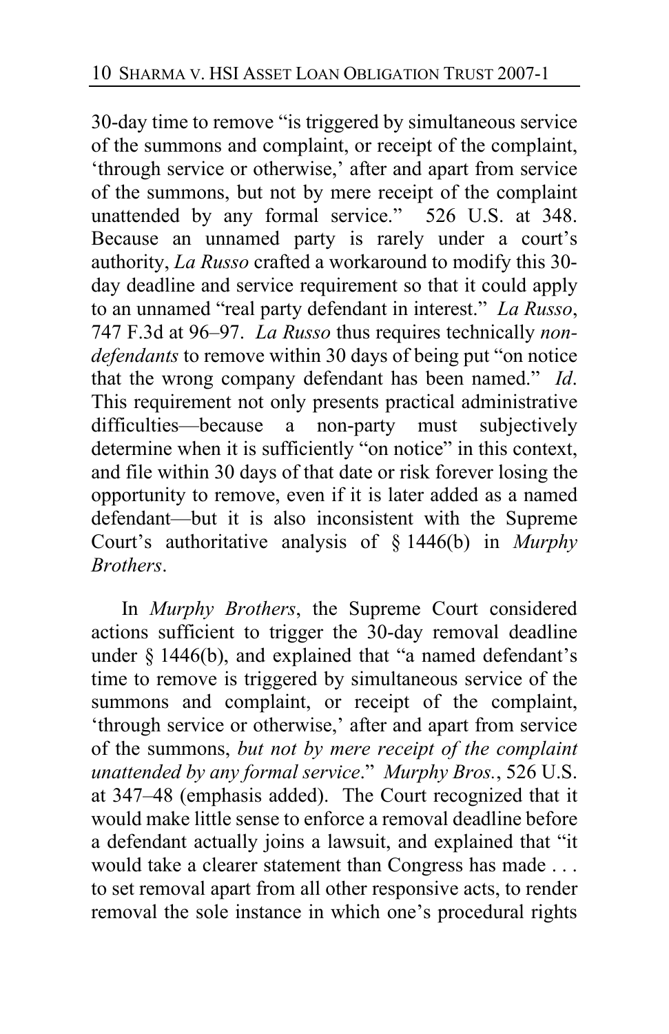30-day time to remove "is triggered by simultaneous service of the summons and complaint, or receipt of the complaint, 'through service or otherwise,' after and apart from service of the summons, but not by mere receipt of the complaint unattended by any formal service." 526 U.S. at 348. Because an unnamed party is rarely under a court's authority, *La Russo* crafted a workaround to modify this 30-day deadline and service requirement so that it could apply to an unnamed "real party defendant in interest." *La Russo*, 747 F.3d at 96–97. *La Russo* thus requires technically *non-defendants* to remove within 30 days of being put "on notice that the wrong company defendant has been named." *Id*. This requirement not only presents practical administrative difficulties—because a non-party must subjectively determine when it is sufficiently "on notice" in this context, and file within 30 days of that date or risk forever losing the opportunity to remove, even if it is later added as a named defendant—but it is also inconsistent with the Supreme Court's authoritative analysis of § 1446(b) in *Murphy Brothers*.

In *Murphy Brothers*, the Supreme Court considered actions sufficient to trigger the 30-day removal deadline under § 1446(b), and explained that "a named defendant's time to remove is triggered by simultaneous service of the summons and complaint, or receipt of the complaint, 'through service or otherwise,' after and apart from service of the summons, *but not by mere receipt of the complaint unattended by any formal service*." *Murphy Bros.*, 526 U.S. at 347–48 (emphasis added). The Court recognized that it would make little sense to enforce a removal deadline before a defendant actually joins a lawsuit, and explained that "it would take a clearer statement than Congress has made . . . to set removal apart from all other responsive acts, to render removal the sole instance in which one's procedural rights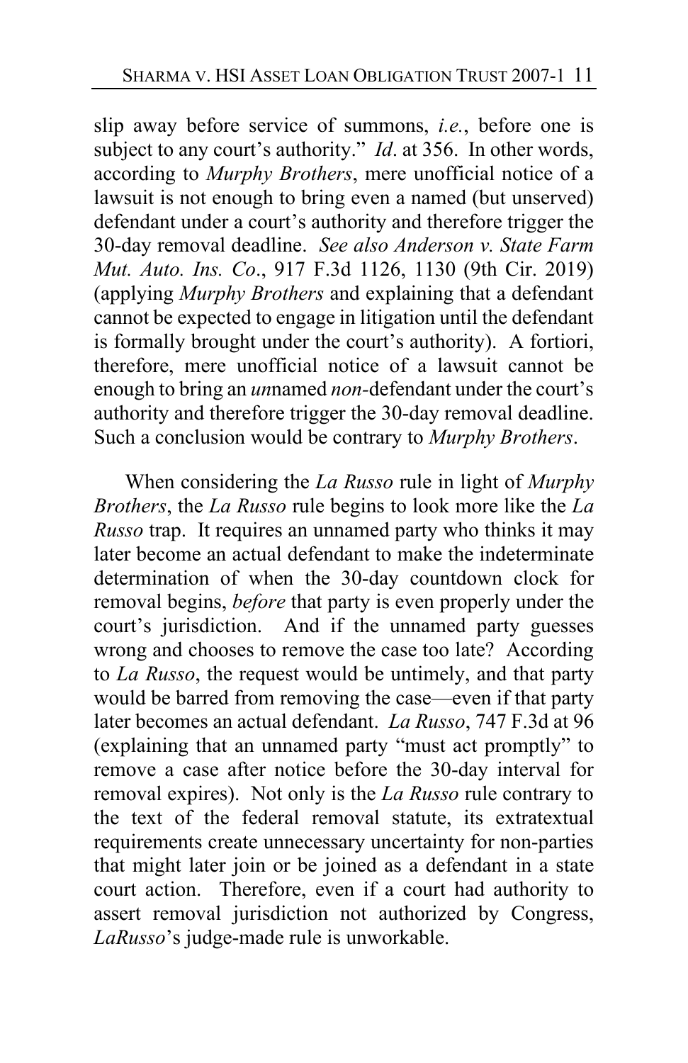slip away before service of summons, *i.e.*, before one is subject to any court's authority." *Id*. at 356. In other words, according to *Murphy Brothers*, mere unofficial notice of a lawsuit is not enough to bring even a named (but unserved) defendant under a court's authority and therefore trigger the 30-day removal deadline. *See also Anderson v. State Farm Mut. Auto. Ins. Co*., 917 F.3d 1126, 1130 (9th Cir. 2019) (applying *Murphy Brothers* and explaining that a defendant cannot be expected to engage in litigation until the defendant is formally brought under the court's authority). A fortiori, therefore, mere unofficial notice of a lawsuit cannot be enough to bring an *un*named *non*-defendant under the court's authority and therefore trigger the 30-day removal deadline. Such a conclusion would be contrary to *Murphy Brothers*.

When considering the *La Russo* rule in light of *Murphy Brothers*, the *La Russo* rule begins to look more like the *La Russo* trap. It requires an unnamed party who thinks it may later become an actual defendant to make the indeterminate determination of when the 30-day countdown clock for removal begins, *before* that party is even properly under the court's jurisdiction. And if the unnamed party guesses wrong and chooses to remove the case too late? According to *La Russo*, the request would be untimely, and that party would be barred from removing the case—even if that party later becomes an actual defendant. *La Russo*, 747 F.3d at 96 (explaining that an unnamed party "must act promptly" to remove a case after notice before the 30-day interval for removal expires). Not only is the *La Russo* rule contrary to the text of the federal removal statute, its extratextual requirements create unnecessary uncertainty for non-parties that might later join or be joined as a defendant in a state court action. Therefore, even if a court had authority to assert removal jurisdiction not authorized by Congress, *LaRusso*'s judge-made rule is unworkable.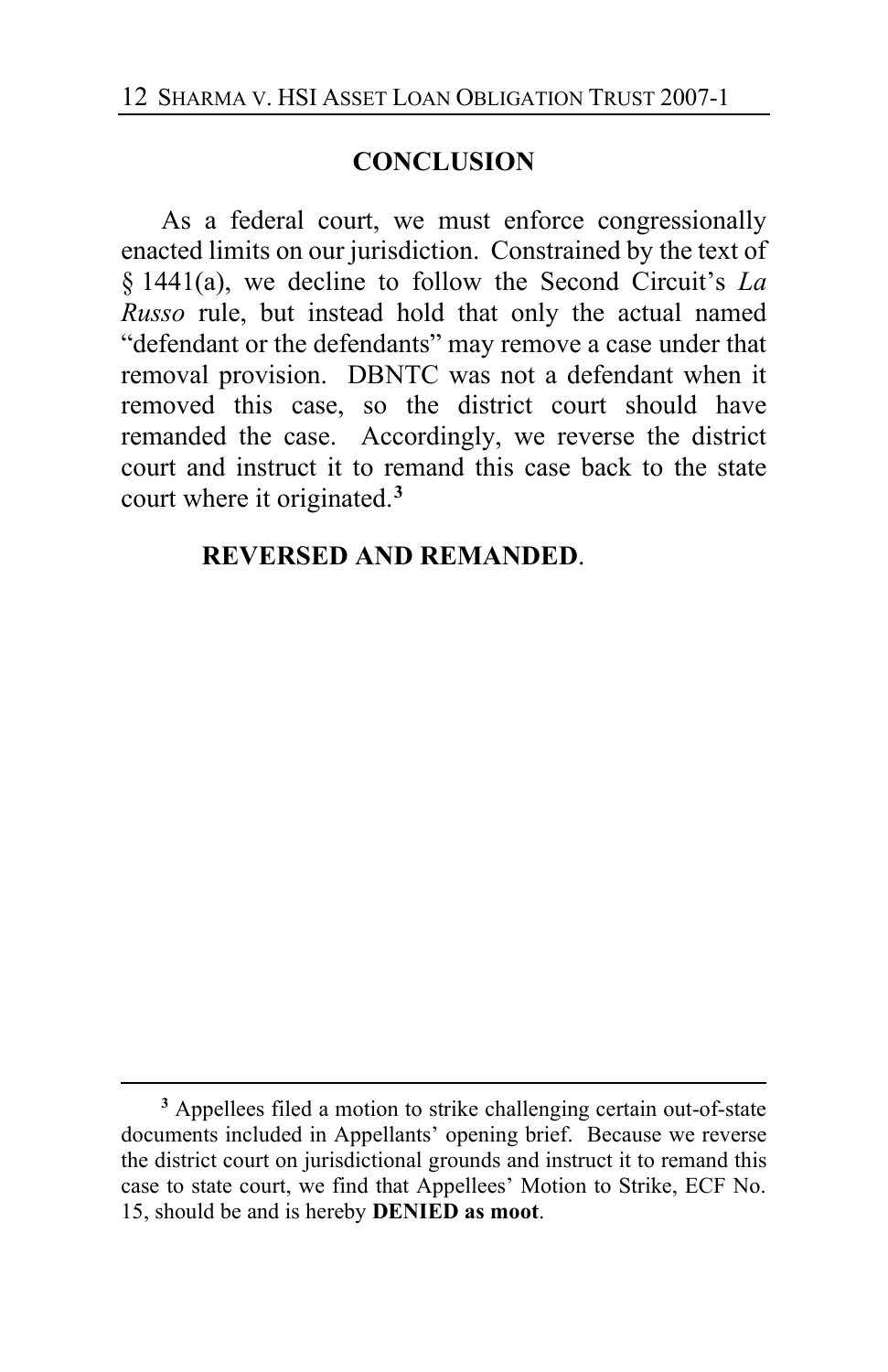## CONCLUSION

As a federal court, we must enforce congressionally enacted limits on our jurisdiction. Constrained by the text of § 1441(a), we decline to follow the Second Circuit's *La Russo* rule, but instead hold that only the actual named "defendant or the defendants" may remove a case under that removal provision. DBNTC was not a defendant when it removed this case, so the district court should have remanded the case. Accordingly, we reverse the district court and instruct it to remand this case back to the state court where it originated.[3]

**REVERSED AND REMANDED**.

---

[3] Appellees filed a motion to strike challenging certain out-of-state documents included in Appellants' opening brief. Because we reverse the district court on jurisdictional grounds and instruct it to remand this case to state court, we find that Appellees' Motion to Strike, ECF No. 15, should be and is hereby **DENIED as moot**.